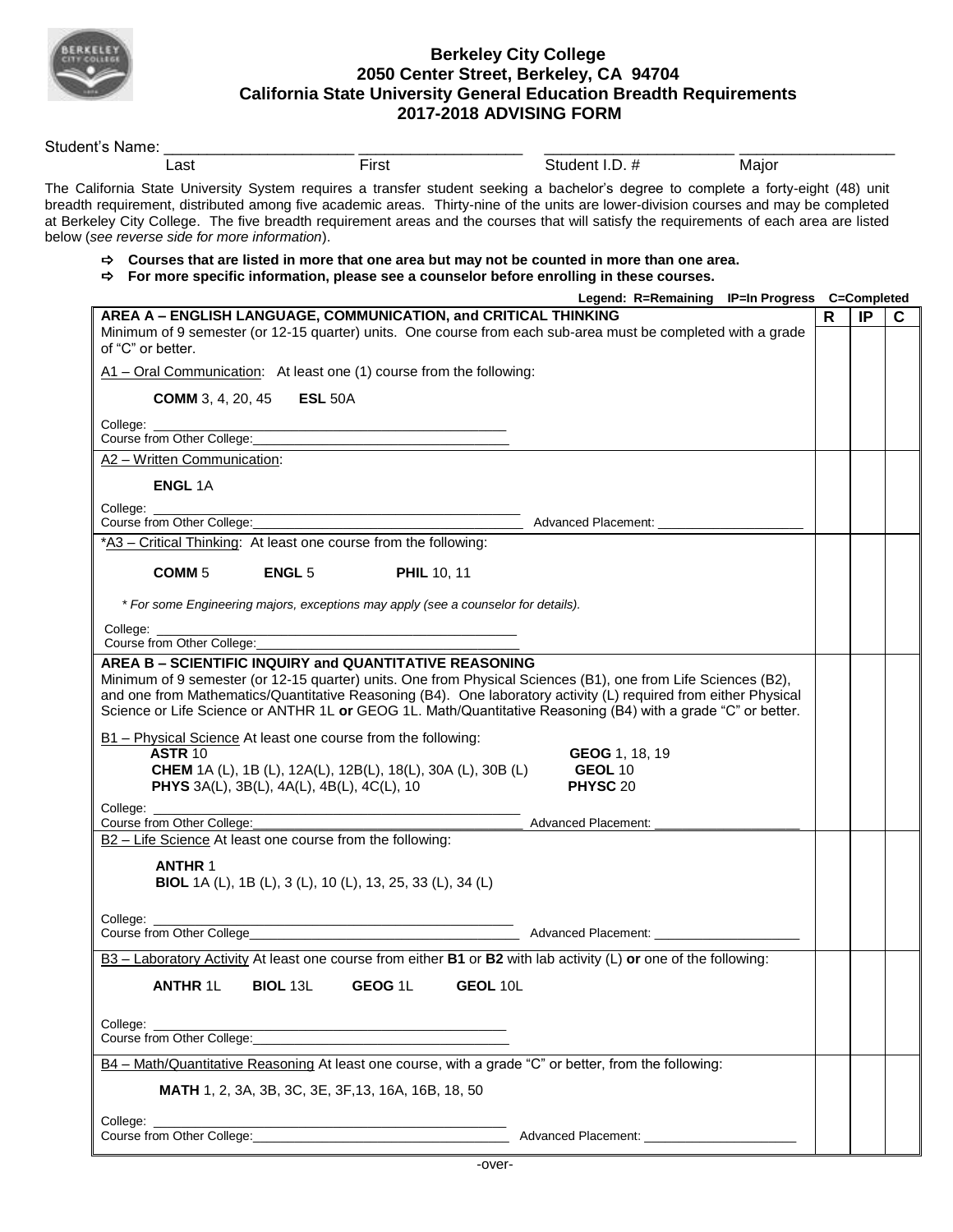# Berkeley City College
## 2050 Center Street, Berkeley, CA 94704
## California State University General Education Breadth Requirements
## 2017-2018 ADVISING FORM

Student's Name: ______________________ ___________________ ______________________ __________________

Last First Student I.D. # Major

The California State University System requires a transfer student seeking a bachelor's degree to complete a forty-eight (48) unit breadth requirement, distributed among five academic areas. Thirty-nine of the units are lower-division courses and may be completed at Berkeley City College. The five breadth requirement areas and the courses that will satisfy the requirements of each area are listed below (*see reverse side for more information*).

- ⇨ **Courses that are listed in more that one area but may not be counted in more than one area.**
- ⇨ **For more specific information, please see a counselor before enrolling in these courses.**

**Legend: R=Remaining IP=In Progress C=Completed**

| **AREA A – ENGLISH LANGUAGE, COMMUNICATION, and CRITICAL THINKING**<br>Minimum of 9 semester (or 12-15 quarter) units. One course from each sub-area must be completed with a grade of "C" or better. | **R** | **IP** | **C** |
|---|---|---|---|
| A1 – Oral Communication: At least one (1) course from the following:<br><br>**COMM** 3, 4, 20, 45 **ESL** 50A<br><br>College: ______________________<br>Course from Other College: ______________________ | | | |
| A2 – Written Communication:<br><br>**ENGL** 1A<br><br>College: ______________________<br>Course from Other College: ______________________ Advanced Placement: ______________ | | | |
| *A3 – Critical Thinking: At least one course from the following:<br><br>**COMM** 5 **ENGL** 5 **PHIL** 10, 11<br><br>*\* For some Engineering majors, exceptions may apply (see a counselor for details).*<br><br>College: ______________________<br>Course from Other College: ______________________ | | | |
| **AREA B – SCIENTIFIC INQUIRY and QUANTITATIVE REASONING**<br>Minimum of 9 semester (or 12-15 quarter) units. One from Physical Sciences (B1), one from Life Sciences (B2), and one from Mathematics/Quantitative Reasoning (B4). One laboratory activity (L) required from either Physical Science or Life Science or ANTHR 1L **or** GEOG 1L. Math/Quantitative Reasoning (B4) with a grade "C" or better. | | | |
| B1 – Physical Science At least one course from the following:<br>**ASTR** 10<br>**CHEM** 1A (L), 1B (L), 12A(L), 12B(L), 18(L), 30A (L), 30B (L)<br>**PHYS** 3A(L), 3B(L), 4A(L), 4B(L), 4C(L), 10<br>**GEOG** 1, 18, 19<br>**GEOL** 10<br>**PHYSC** 20<br><br>College: ______________________<br>Course from Other College: ______________________ Advanced Placement: ______________ | | | |
| B2 – Life Science At least one course from the following:<br><br>**ANTHR** 1<br>**BIOL** 1A (L), 1B (L), 3 (L), 10 (L), 13, 25, 33 (L), 34 (L)<br><br>College: ______________________<br>Course from Other College ______________________ Advanced Placement: ______________ | | | |
| B3 – Laboratory Activity At least one course from either **B1** or **B2** with lab activity (L) **or** one of the following:<br><br>**ANTHR** 1L **BIOL** 13L **GEOG** 1L **GEOL** 10L<br><br>College: ______________________<br>Course from Other College: ______________________ | | | |
| B4 – Math/Quantitative Reasoning At least one course, with a grade "C" or better, from the following:<br><br>**MATH** 1, 2, 3A, 3B, 3C, 3E, 3F,13, 16A, 16B, 18, 50<br><br>College: ______________________<br>Course from Other College: ______________________ Advanced Placement: ______________ | | | |

-over-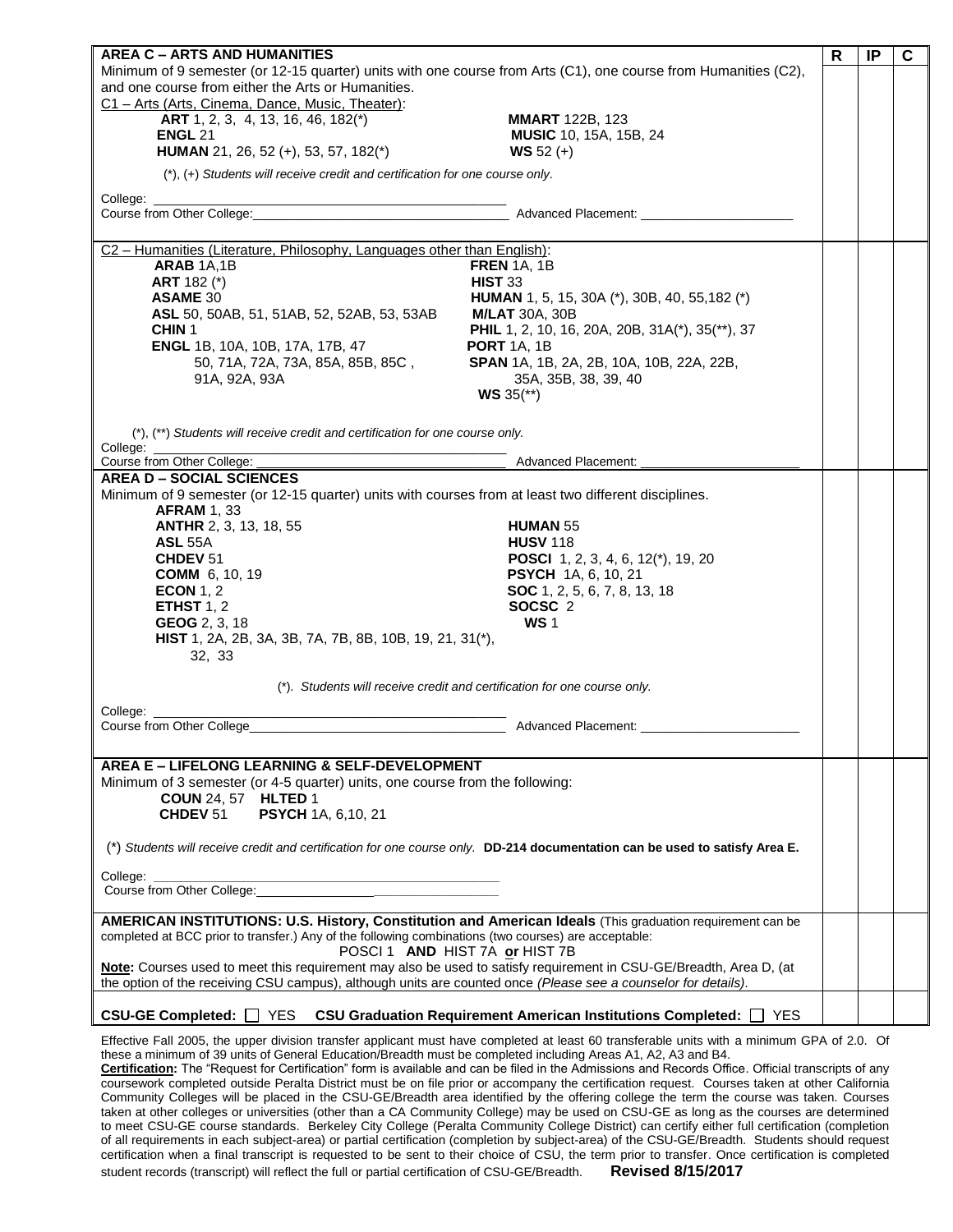| AREA C – ARTS AND HUMANITIES | R | IP | C |
|---|---|---|---|
| Minimum of 9 semester (or 12-15 quarter) units with one course from Arts (C1), one course from Humanities (C2), and one course from either the Arts or Humanities. | | | |
| C1 – Arts (Arts, Cinema, Dance, Music, Theater):<br>**ART** 1, 2, 3, 4, 13, 16, 46, 182(*)<br>**ENGL** 21<br>**HUMAN** 21, 26, 52 (+), 53, 57, 182(*)<br>**MMART** 122B, 123<br>**MUSIC** 10, 15A, 15B, 24<br>**WS** 52 (+)<br>*(\*), (+) Students will receive credit and certification for one course only.*<br>College: ____<br>Course from Other College: ____ Advanced Placement: ____ | | | |
| C2 – Humanities (Literature, Philosophy, Languages other than English):<br>**ARAB** 1A,1B<br>**ART** 182 (*)<br>**ASAME** 30<br>**ASL** 50, 50AB, 51, 51AB, 52, 52AB, 53, 53AB<br>**CHIN** 1<br>**ENGL** 1B, 10A, 10B, 17A, 17B, 47, 50, 71A, 72A, 73A, 85A, 85B, 85C, 91A, 92A, 93A<br>**FREN** 1A, 1B<br>**HIST** 33<br>**HUMAN** 1, 5, 15, 30A (*), 30B, 40, 55,182 (*)<br>**M/LAT** 30A, 30B<br>**PHIL** 1, 2, 10, 16, 20A, 20B, 31A(*), 35(**), 37<br>**PORT** 1A, 1B<br>**SPAN** 1A, 1B, 2A, 2B, 10A, 10B, 22A, 22B, 35A, 35B, 38, 39, 40<br>**WS** 35(**)<br>*(\*), (\*\*) Students will receive credit and certification for one course only.*<br>College: ____<br>Course from Other College: ____ Advanced Placement: ____ | | | |
| **AREA D – SOCIAL SCIENCES**<br>Minimum of 9 semester (or 12-15 quarter) units with courses from at least two different disciplines.<br>**AFRAM** 1, 33<br>**ANTHR** 2, 3, 13, 18, 55<br>**ASL** 55A<br>**CHDEV** 51<br>**COMM** 6, 10, 19<br>**ECON** 1, 2<br>**ETHST** 1, 2<br>**GEOG** 2, 3, 18<br>**HIST** 1, 2A, 2B, 3A, 3B, 7A, 7B, 8B, 10B, 19, 21, 31(*), 32, 33<br>**HUMAN** 55<br>**HUSV** 118<br>**POSCI** 1, 2, 3, 4, 6, 12(*), 19, 20<br>**PSYCH** 1A, 6, 10, 21<br>**SOC** 1, 2, 5, 6, 7, 8, 13, 18<br>**SOCSC** 2<br>**WS** 1<br>*(\*). Students will receive credit and certification for one course only.*<br>College: ____<br>Course from Other College ____ Advanced Placement: ____ | | | |
| **AREA E – LIFELONG LEARNING & SELF-DEVELOPMENT**<br>Minimum of 3 semester (or 4-5 quarter) units, one course from the following:<br>**COUN** 24, 57 **HLTED** 1<br>**CHDEV** 51 **PSYCH** 1A, 6,10, 21<br>(*) *Students will receive credit and certification for one course only.* **DD-214 documentation can be used to satisfy Area E.**<br>College: ____<br>Course from Other College: ____ | | | |
| **AMERICAN INSTITUTIONS: U.S. History, Constitution and American Ideals** (This graduation requirement can be completed at BCC prior to transfer.) Any of the following combinations (two courses) are acceptable:<br>POSCI 1 **AND** HIST 7A **or** HIST 7B<br>**Note:** Courses used to meet this requirement may also be used to satisfy requirement in CSU-GE/Breadth, Area D, (at the option of the receiving CSU campus), although units are counted once *(Please see a counselor for details).* | | | |
| **CSU-GE Completed:** ☐ YES **CSU Graduation Requirement American Institutions Completed:** ☐ YES | | | |

Effective Fall 2005, the upper division transfer applicant must have completed at least 60 transferable units with a minimum GPA of 2.0. Of these a minimum of 39 units of General Education/Breadth must be completed including Areas A1, A2, A3 and B4.

**Certification:** The "Request for Certification" form is available and can be filed in the Admissions and Records Office. Official transcripts of any coursework completed outside Peralta District must be on file prior or accompany the certification request. Courses taken at other California Community Colleges will be placed in the CSU-GE/Breadth area identified by the offering college the term the course was taken. Courses taken at other colleges or universities (other than a CA Community College) may be used on CSU-GE as long as the courses are determined to meet CSU-GE course standards. Berkeley City College (Peralta Community College District) can certify either full certification (completion of all requirements in each subject-area) or partial certification (completion by subject-area) of the CSU-GE/Breadth. Students should request certification when a final transcript is requested to be sent to their choice of CSU, the term prior to transfer. Once certification is completed student records (transcript) will reflect the full or partial certification of CSU-GE/Breadth. **Revised 8/15/2017**